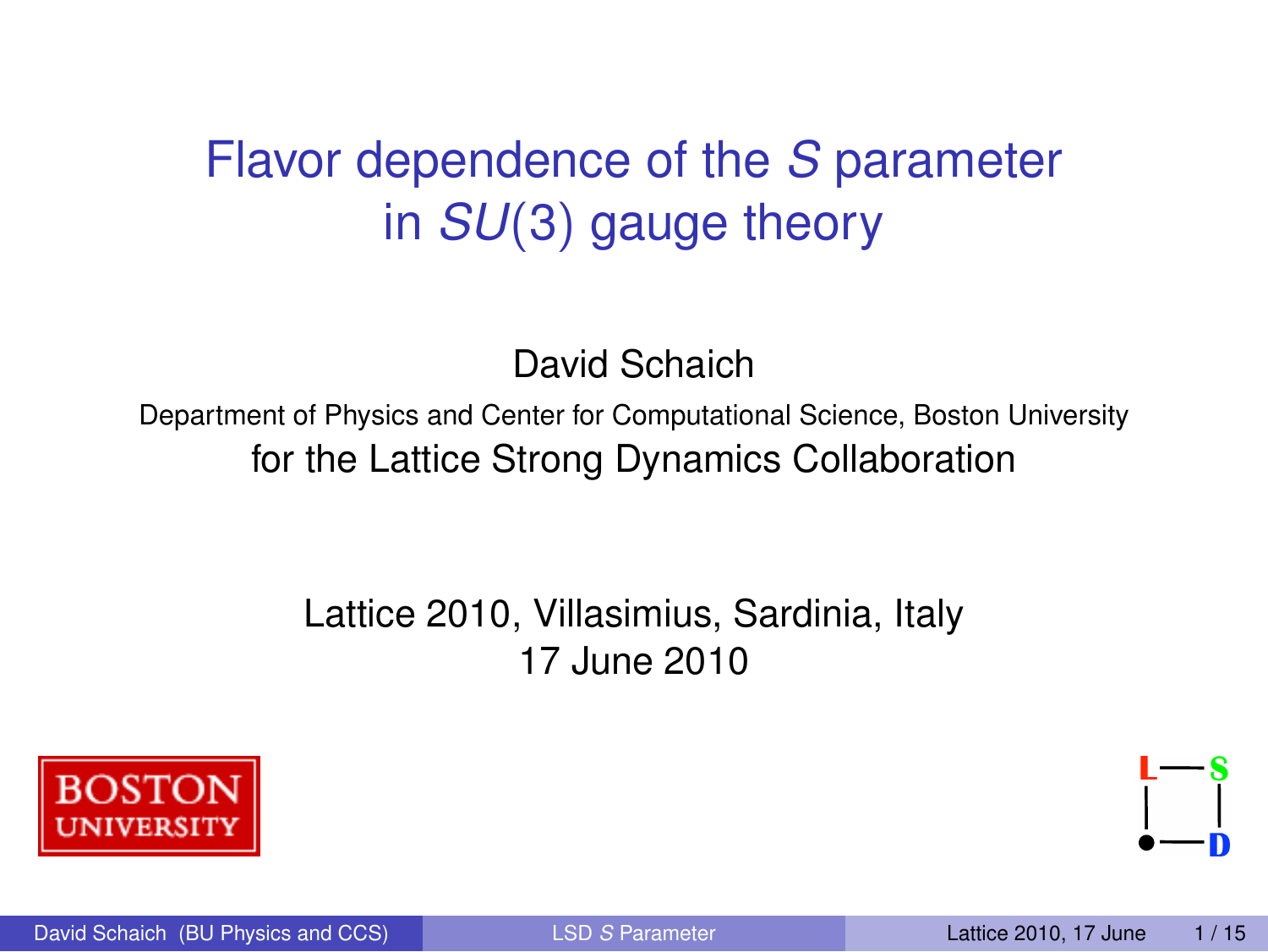# Flavor dependence of the $S$ parameter in $SU(3)$ gauge theory

David Schaich

Department of Physics and Center for Computational Science, Boston University

for the Lattice Strong Dynamics Collaboration

Lattice 2010, Villasimius, Sardinia, Italy

17 June 2010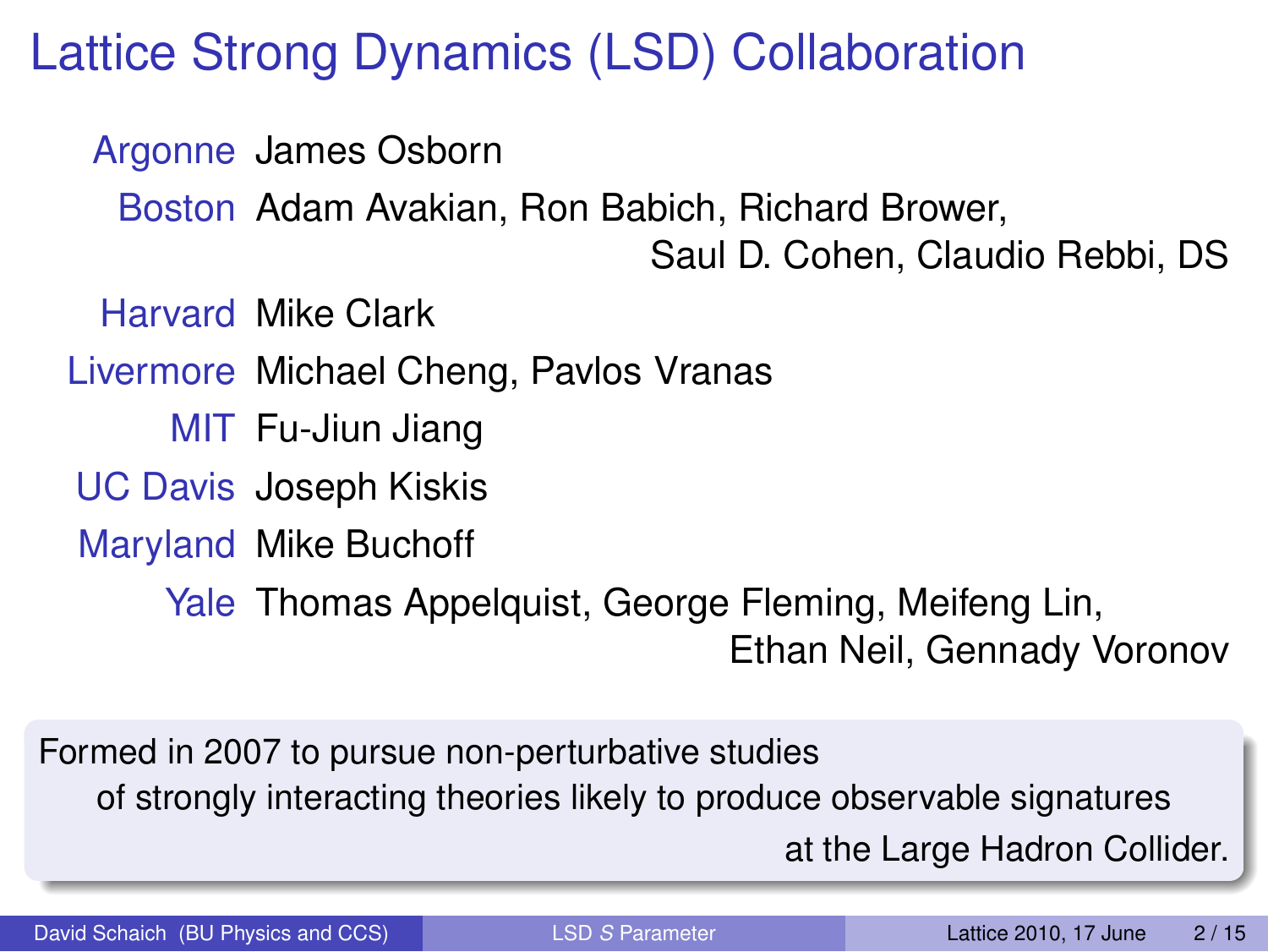# Lattice Strong Dynamics (LSD) Collaboration

| | |
|---|---|
| Argonne | James Osborn |
| Boston | Adam Avakian, Ron Babich, Richard Brower, Saul D. Cohen, Claudio Rebbi, DS |
| Harvard | Mike Clark |
| Livermore | Michael Cheng, Pavlos Vranas |
| MIT | Fu-Jiun Jiang |
| UC Davis | Joseph Kiskis |
| Maryland | Mike Buchoff |
| Yale | Thomas Appelquist, George Fleming, Meifeng Lin, Ethan Neil, Gennady Voronov |

Formed in 2007 to pursue non-perturbative studies of strongly interacting theories likely to produce observable signatures at the Large Hadron Collider.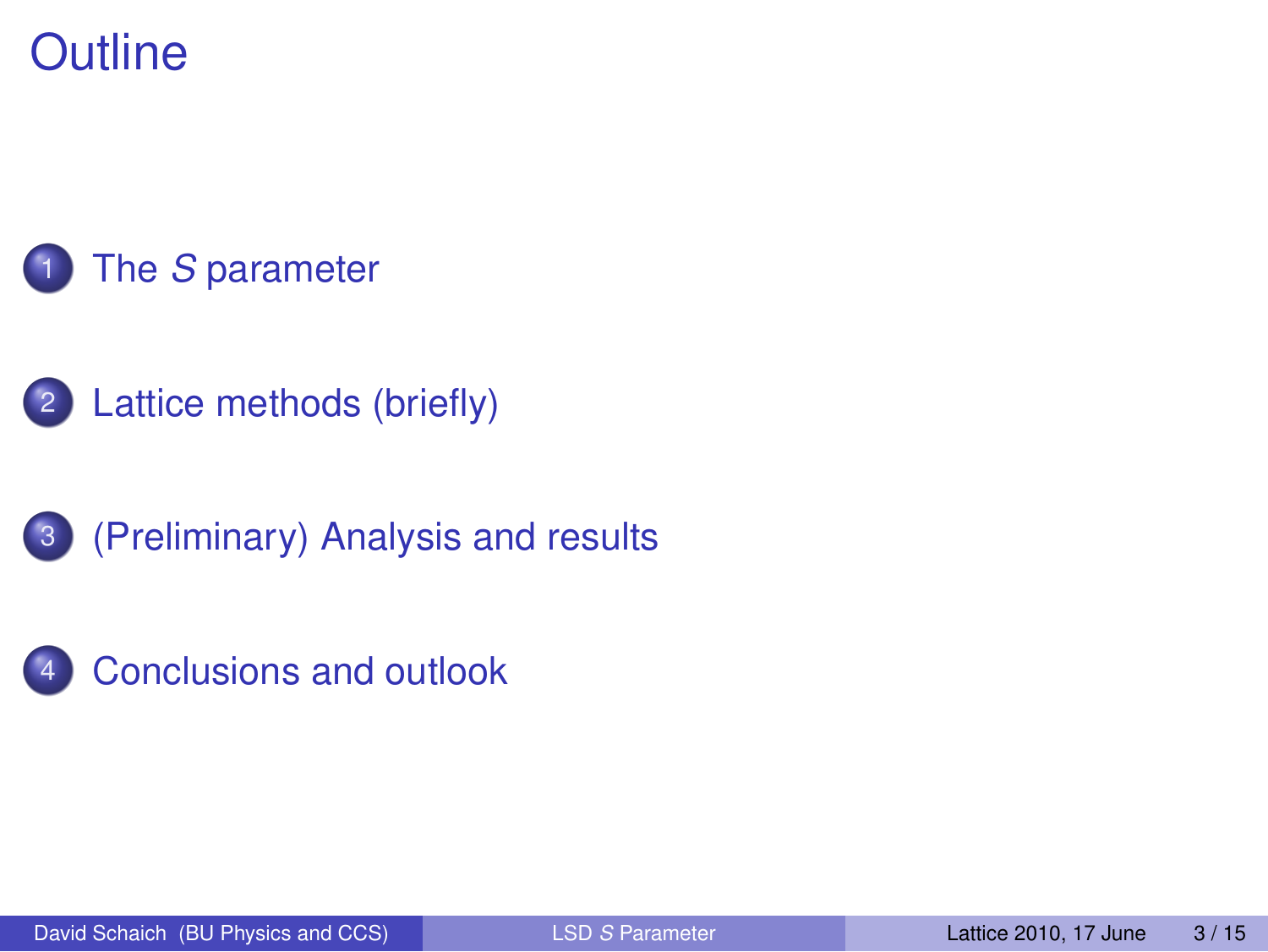# Outline

1. The $S$ parameter
2. Lattice methods (briefly)
3. (Preliminary) Analysis and results
4. Conclusions and outlook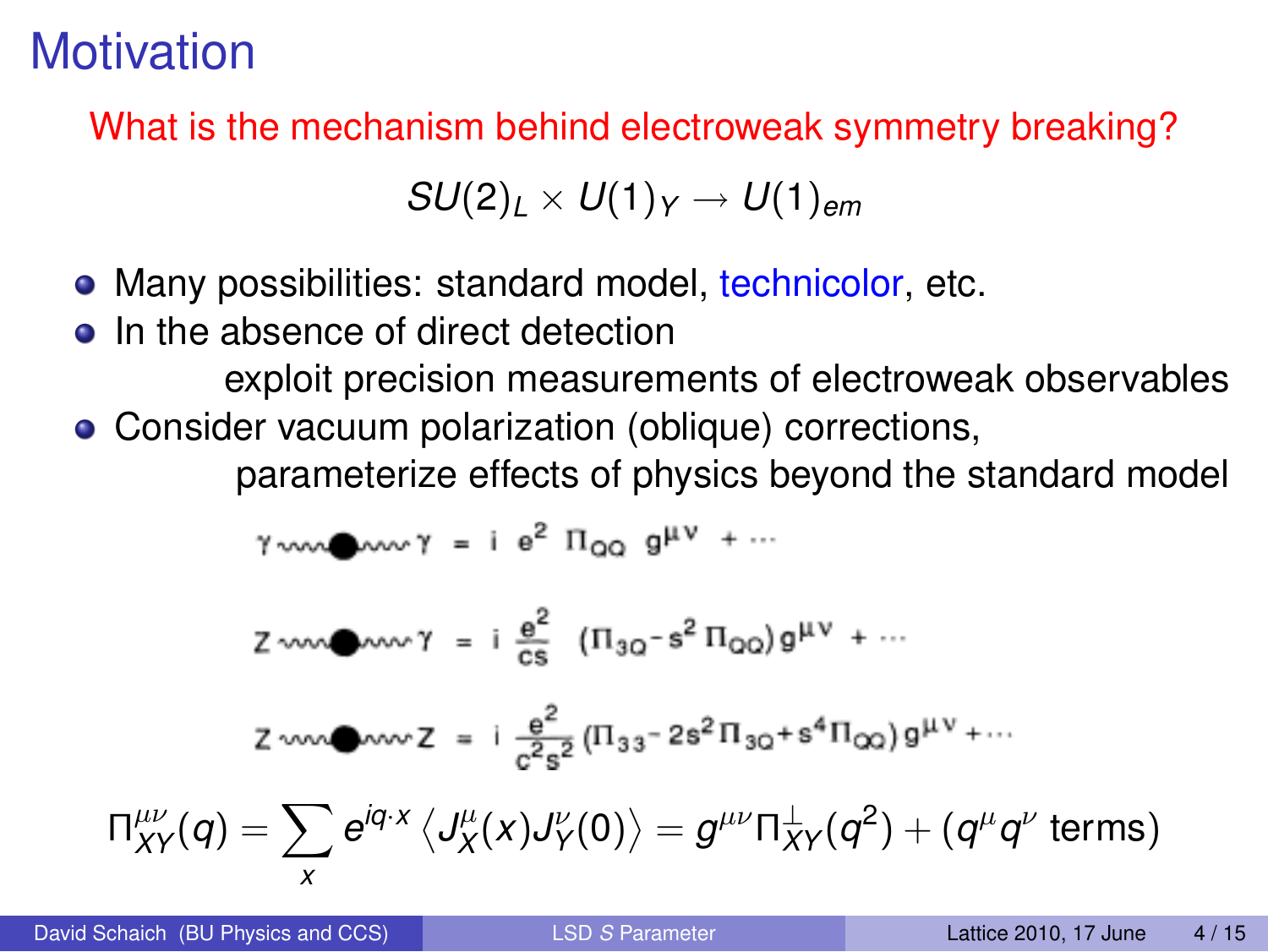# Motivation

What is the mechanism behind electroweak symmetry breaking?

$$SU(2)_L \times U(1)_Y \to U(1)_{em}$$

- Many possibilities: standard model, technicolor, etc.
- In the absence of direct detection
  exploit precision measurements of electroweak observables
- Consider vacuum polarization (oblique) corrections,
  parameterize effects of physics beyond the standard model

$$\gamma \sim\!\!\bullet\!\!\sim \gamma = i\, e^2\, \Pi_{QQ}\, g^{\mu\nu} + \cdots$$

$$Z \sim\!\!\bullet\!\!\sim \gamma = i\, \frac{e^2}{cs}\, (\Pi_{3Q} - s^2\, \Pi_{QQ})\, g^{\mu\nu} + \cdots$$

$$Z \sim\!\!\bullet\!\!\sim Z = i\, \frac{e^2}{c^2 s^2}\, (\Pi_{33} - 2s^2\, \Pi_{3Q} + s^4\, \Pi_{QQ})\, g^{\mu\nu} + \cdots$$

$$\Pi^{\mu\nu}_{XY}(q) = \sum_x e^{iq\cdot x} \left\langle J^\mu_X(x) J^\nu_Y(0) \right\rangle = g^{\mu\nu} \Pi^\perp_{XY}(q^2) + (q^\mu q^\nu \text{ terms})$$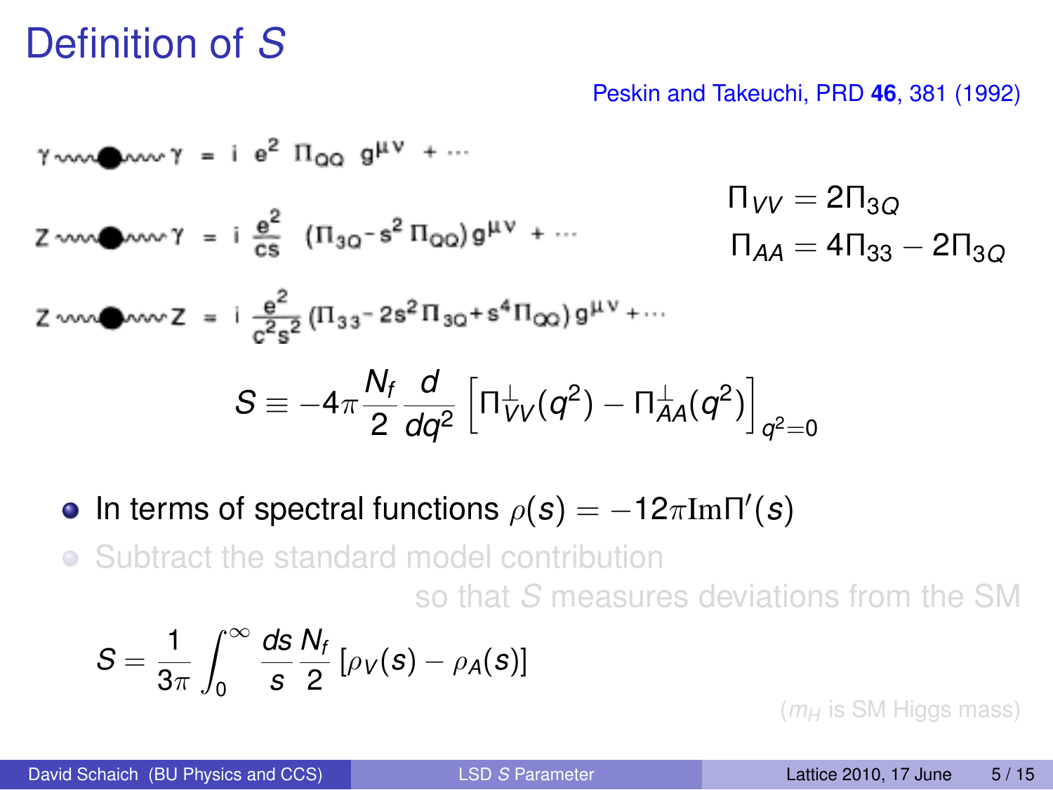# Definition of $S$

Peskin and Takeuchi, PRD **46**, 381 (1992)

$$\gamma \sim\!\!\bullet\!\!\sim \gamma = i\, e^2\, \Pi_{QQ}\, g^{\mu\nu} + \cdots$$

$$Z \sim\!\!\bullet\!\!\sim \gamma = i\, \frac{e^2}{cs}\, (\Pi_{3Q} - s^2 \Pi_{QQ})\, g^{\mu\nu} + \cdots$$

$$Z \sim\!\!\bullet\!\!\sim Z = i\, \frac{e^2}{c^2 s^2}\, (\Pi_{33} - 2s^2 \Pi_{3Q} + s^4 \Pi_{QQ})\, g^{\mu\nu} + \cdots$$

$$\Pi_{VV} = 2\Pi_{3Q}$$

$$\Pi_{AA} = 4\Pi_{33} - 2\Pi_{3Q}$$

$$S \equiv -4\pi \frac{N_f}{2} \frac{d}{dq^2} \left[ \Pi_{VV}^{\perp}(q^2) - \Pi_{AA}^{\perp}(q^2) \right]_{q^2=0}$$

- In terms of spectral functions $\rho(s) = -12\pi \mathrm{Im}\Pi'(s)$
- Subtract the standard model contribution

  so that $S$ measures deviations from the SM

$$S = \frac{1}{3\pi} \int_0^\infty \frac{ds}{s} \frac{N_f}{2} \left[ \rho_V(s) - \rho_A(s) \right]$$

($m_H$ is SM Higgs mass)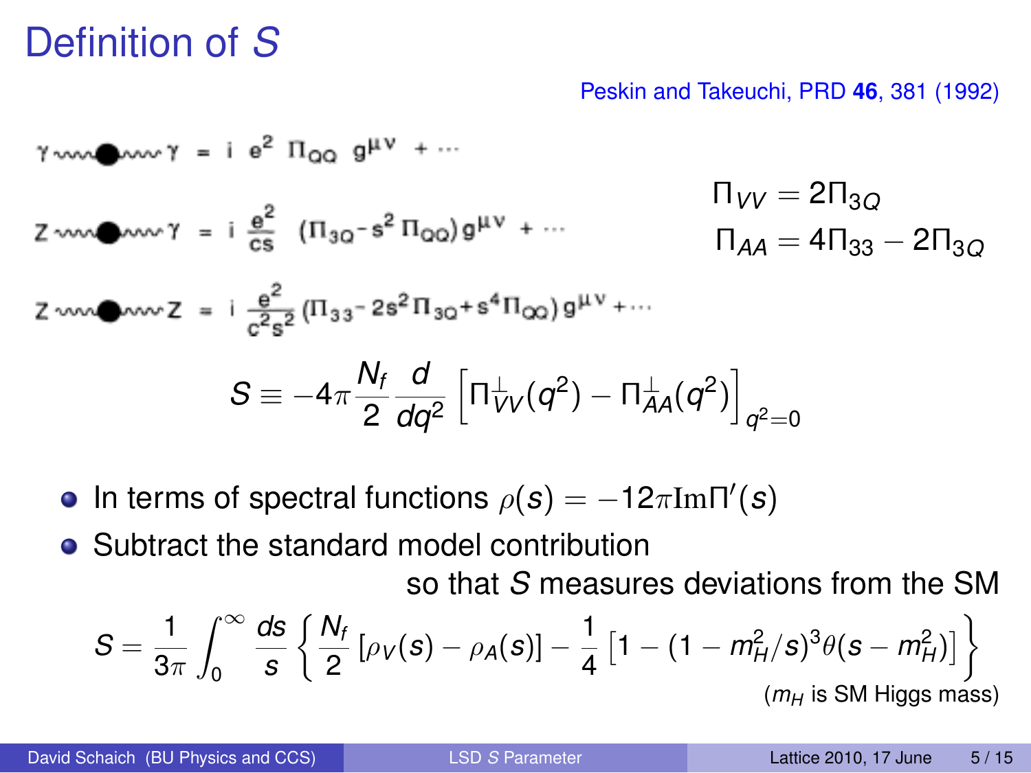# Definition of $S$

Peskin and Takeuchi, PRD **46**, 381 (1992)

$$\gamma \sim\bullet\sim \gamma = i\, e^2\, \Pi_{QQ}\, g^{\mu\nu} + \cdots$$

$$Z \sim\bullet\sim \gamma = i\, \frac{e^2}{cs}\, (\Pi_{3Q} - s^2 \Pi_{QQ})\, g^{\mu\nu} + \cdots$$

$$Z \sim\bullet\sim Z = i\, \frac{e^2}{c^2 s^2}\, (\Pi_{33} - 2s^2 \Pi_{3Q} + s^4 \Pi_{QQ})\, g^{\mu\nu} + \cdots$$

$$\Pi_{VV} = 2\Pi_{3Q}$$

$$\Pi_{AA} = 4\Pi_{33} - 2\Pi_{3Q}$$

$$S \equiv -4\pi \frac{N_f}{2} \frac{d}{dq^2} \left[ \Pi_{VV}^{\perp}(q^2) - \Pi_{AA}^{\perp}(q^2) \right]_{q^2=0}$$

- In terms of spectral functions $\rho(s) = -12\pi \mathrm{Im}\Pi'(s)$
- Subtract the standard model contribution so that $S$ measures deviations from the SM

$$S = \frac{1}{3\pi} \int_0^\infty \frac{ds}{s} \left\{ \frac{N_f}{2} \left[ \rho_V(s) - \rho_A(s) \right] - \frac{1}{4} \left[ 1 - (1 - m_H^2/s)^3 \theta(s - m_H^2) \right] \right\}$$

($m_H$ is SM Higgs mass)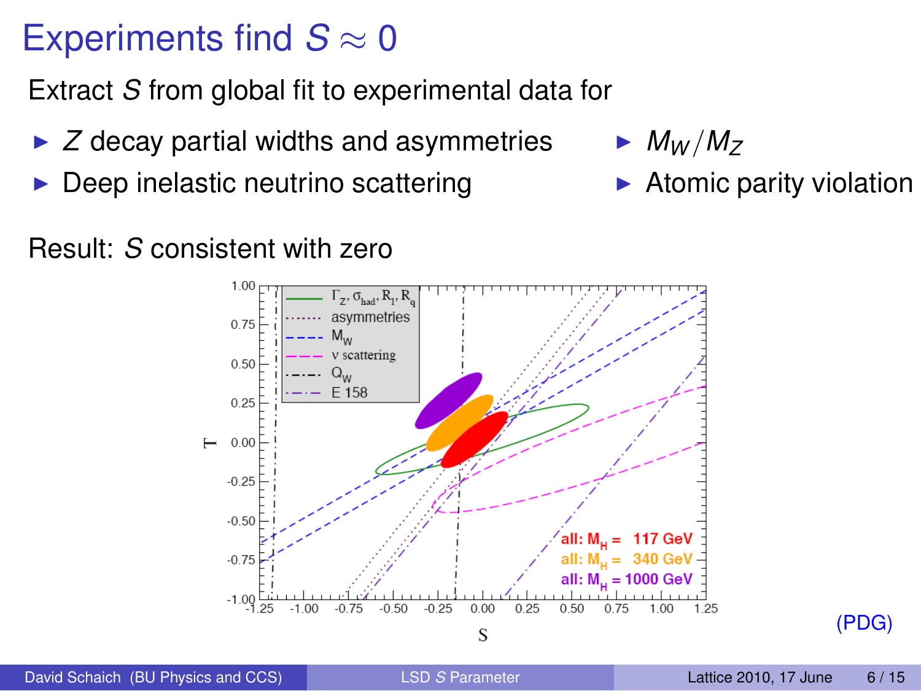# Experiments find $S \approx 0$

Extract $S$ from global fit to experimental data for

- $Z$ decay partial widths and asymmetries
- Deep inelastic neutrino scattering
- $M_W / M_Z$
- Atomic parity violation

Result: $S$ consistent with zero

(PDG)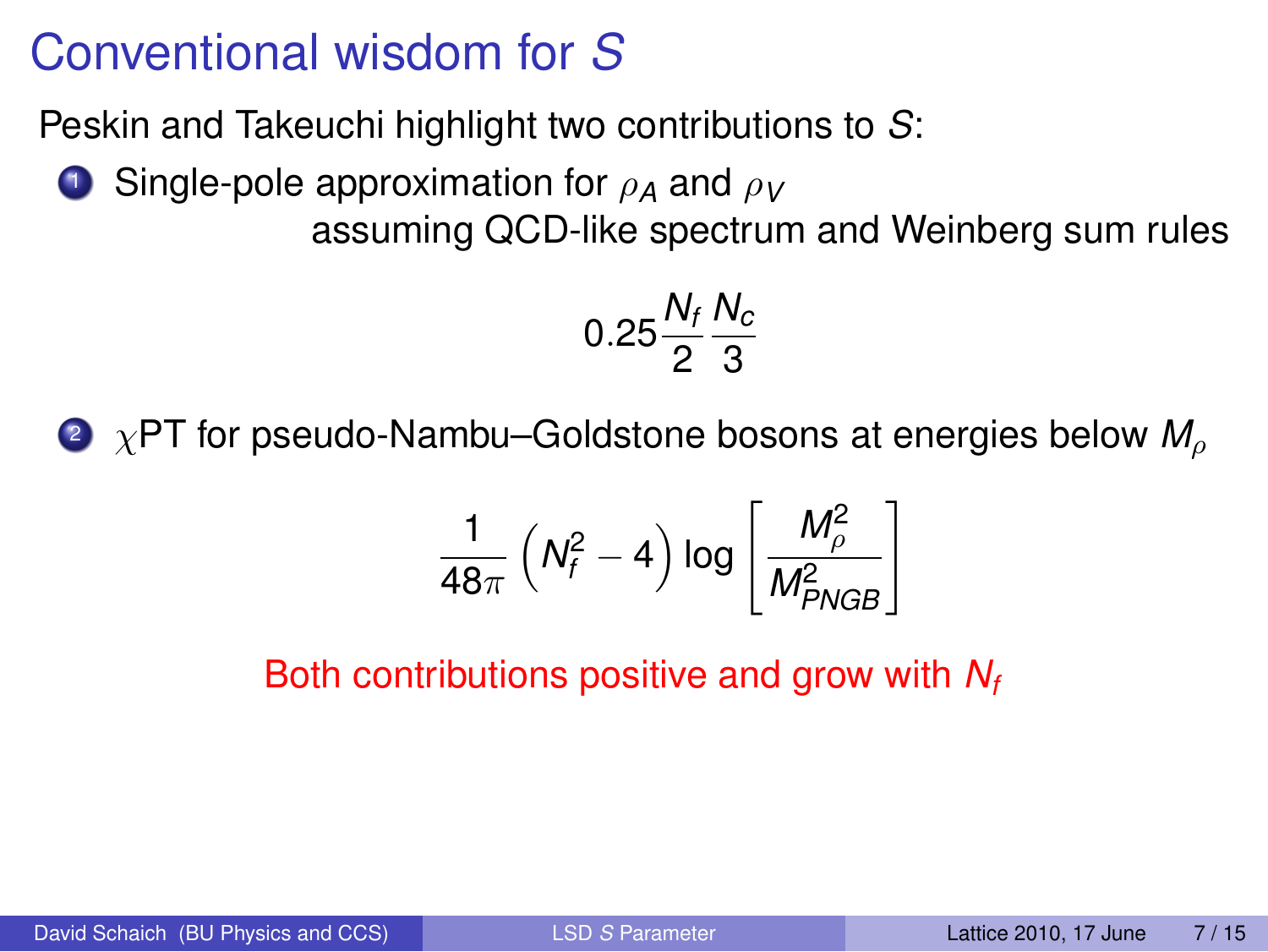# Conventional wisdom for $S$

Peskin and Takeuchi highlight two contributions to $S$:

1. Single-pole approximation for $\rho_A$ and $\rho_V$

   assuming QCD-like spectrum and Weinberg sum rules

$$0.25 \frac{N_f}{2} \frac{N_c}{3}$$

2. $\chi$PT for pseudo-Nambu–Goldstone bosons at energies below $M_\rho$

$$\frac{1}{48\pi} \left( N_f^2 - 4 \right) \log \left[ \frac{M_\rho^2}{M_{PNGB}^2} \right]$$

Both contributions positive and grow with $N_f$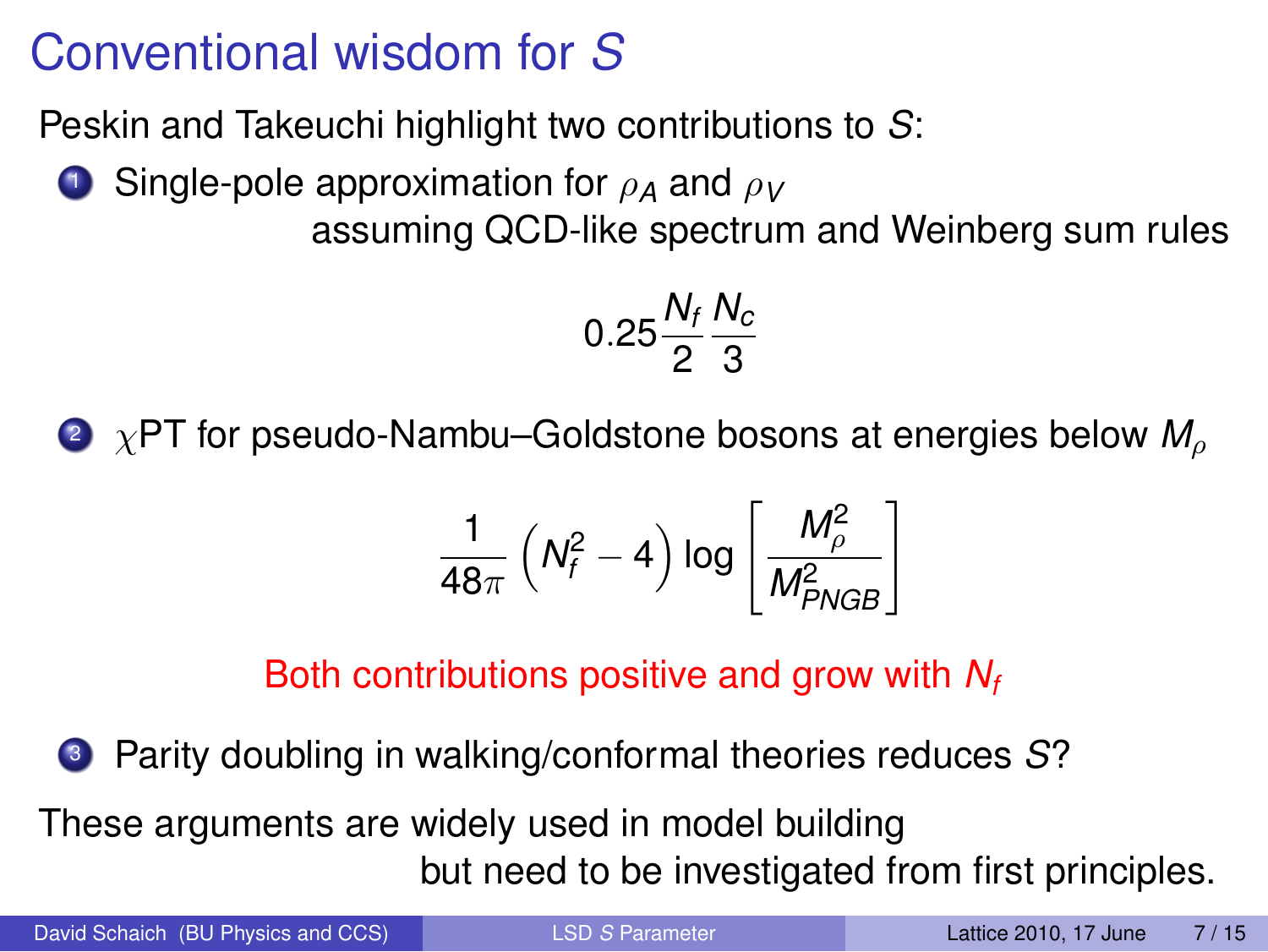# Conventional wisdom for $S$

Peskin and Takeuchi highlight two contributions to $S$:

1. Single-pole approximation for $\rho_A$ and $\rho_V$
   assuming QCD-like spectrum and Weinberg sum rules

$$0.25 \frac{N_f}{2} \frac{N_c}{3}$$

2. $\chi$PT for pseudo-Nambu–Goldstone bosons at energies below $M_\rho$

$$\frac{1}{48\pi} \left( N_f^2 - 4 \right) \log \left[ \frac{M_\rho^2}{M_{PNGB}^2} \right]$$

Both contributions positive and grow with $N_f$

3. Parity doubling in walking/conformal theories reduces $S$?

These arguments are widely used in model building
but need to be investigated from first principles.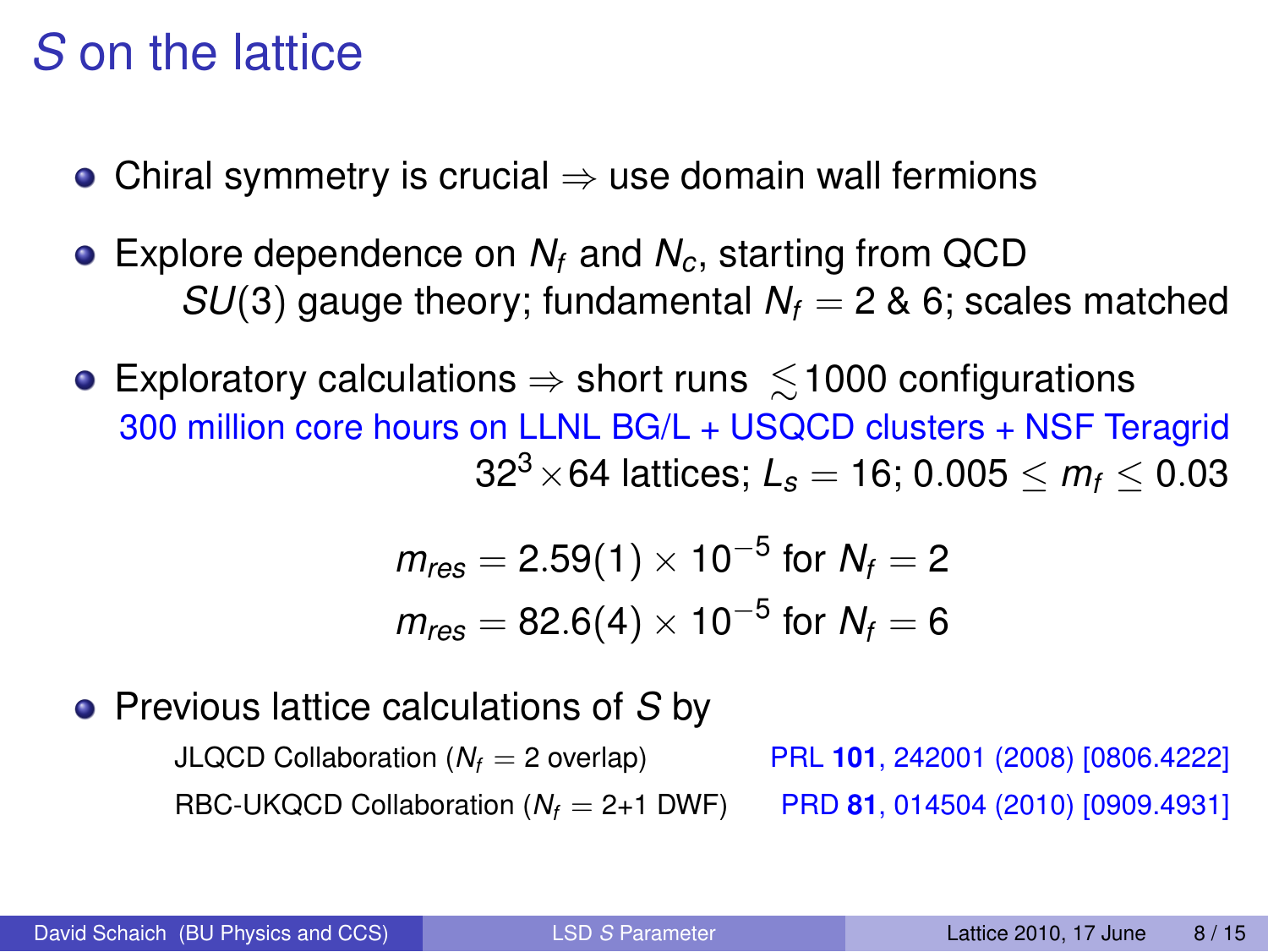# $S$ on the lattice

- Chiral symmetry is crucial $\Rightarrow$ use domain wall fermions
- Explore dependence on $N_f$ and $N_c$, starting from QCD
  $SU(3)$ gauge theory; fundamental $N_f = 2$ & 6; scales matched
- Exploratory calculations $\Rightarrow$ short runs $\lesssim 1000$ configurations
  300 million core hours on LLNL BG/L + USQCD clusters + NSF Teragrid
  $32^3 \times 64$ lattices; $L_s = 16$; $0.005 \leq m_f \leq 0.03$

$$m_{res} = 2.59(1) \times 10^{-5} \text{ for } N_f = 2$$
$$m_{res} = 82.6(4) \times 10^{-5} \text{ for } N_f = 6$$

- Previous lattice calculations of $S$ by
  - JLQCD Collaboration ($N_f = 2$ overlap) PRL **101**, 242001 (2008) [0806.4222]
  - RBC-UKQCD Collaboration ($N_f = 2+1$ DWF) PRD **81**, 014504 (2010) [0909.4931]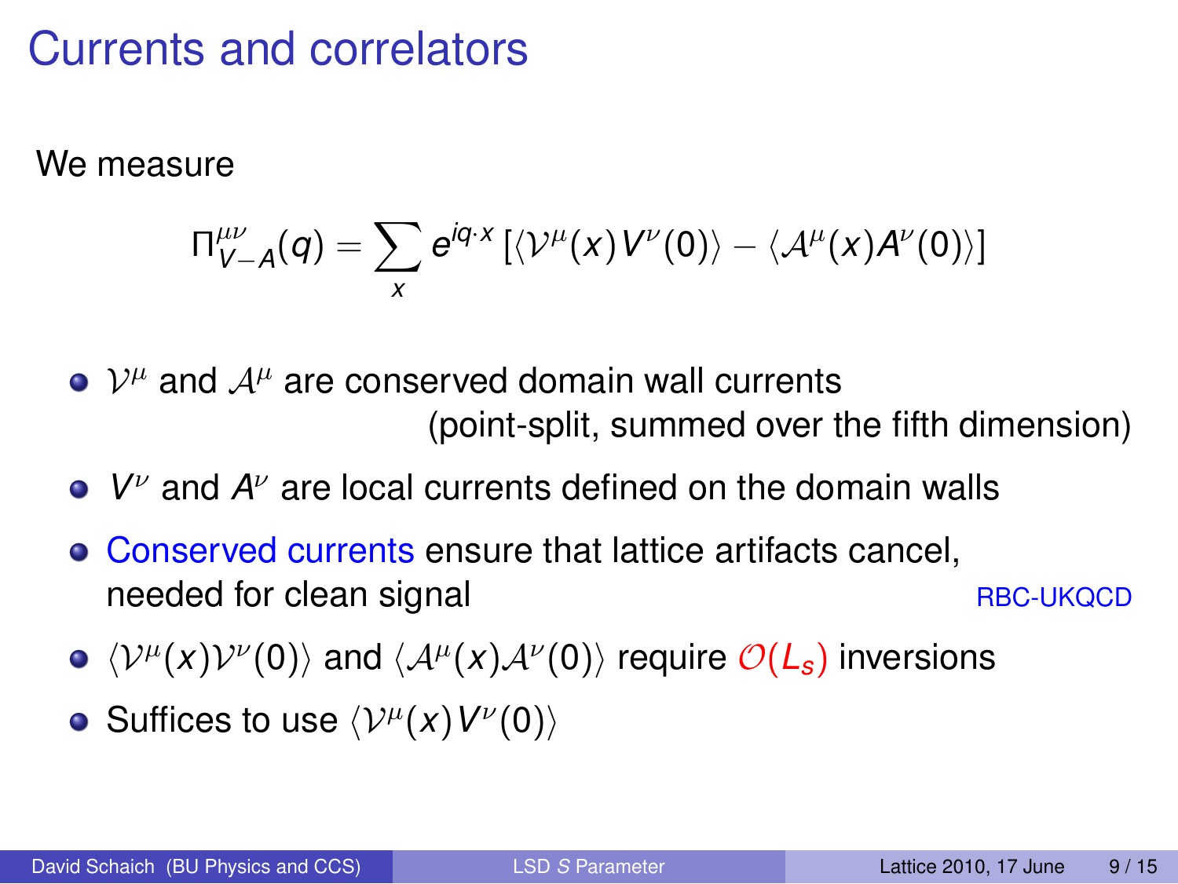# Currents and correlators

We measure

$$\Pi^{\mu\nu}_{V-A}(q) = \sum_x e^{iq\cdot x} \left[\langle \mathcal{V}^\mu(x) V^\nu(0)\rangle - \langle \mathcal{A}^\mu(x) A^\nu(0)\rangle\right]$$

- $\mathcal{V}^\mu$ and $\mathcal{A}^\mu$ are conserved domain wall currents (point-split, summed over the fifth dimension)
- $V^\nu$ and $A^\nu$ are local currents defined on the domain walls
- Conserved currents ensure that lattice artifacts cancel, needed for clean signal — RBC-UKQCD
- $\langle \mathcal{V}^\mu(x)\mathcal{V}^\nu(0)\rangle$ and $\langle \mathcal{A}^\mu(x)\mathcal{A}^\nu(0)\rangle$ require $\mathcal{O}(L_s)$ inversions
- Suffices to use $\langle \mathcal{V}^\mu(x) V^\nu(0)\rangle$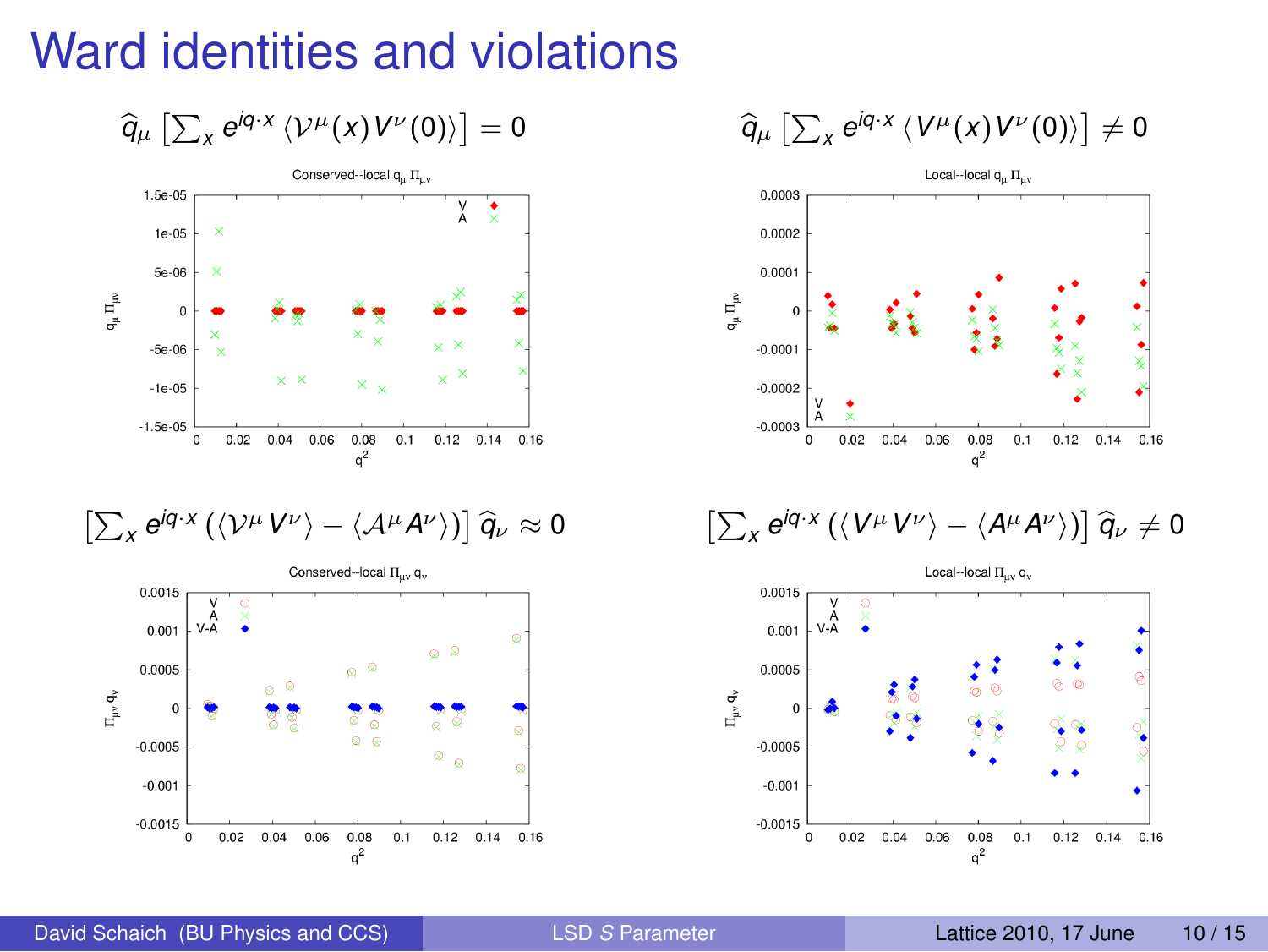# Ward identities and violations

$$\widehat{q}_\mu \left[\sum_x e^{iq\cdot x} \langle \mathcal{V}^\mu(x) V^\nu(0)\rangle\right] = 0$$

$$\widehat{q}_\mu \left[\sum_x e^{iq\cdot x} \langle V^\mu(x) V^\nu(0)\rangle\right] \neq 0$$

Conserved--local $q_\mu \Pi_{\mu\nu}$

Local--local $q_\mu \Pi_{\mu\nu}$

$$\left[\sum_x e^{iq\cdot x} \left(\langle \mathcal{V}^\mu V^\nu\rangle - \langle \mathcal{A}^\mu A^\nu\rangle\right)\right] \widehat{q}_\nu \approx 0$$

$$\left[\sum_x e^{iq\cdot x} \left(\langle V^\mu V^\nu\rangle - \langle A^\mu A^\nu\rangle\right)\right] \widehat{q}_\nu \neq 0$$

Conserved--local $\Pi_{\mu\nu} q_\nu$

Local--local $\Pi_{\mu\nu} q_\nu$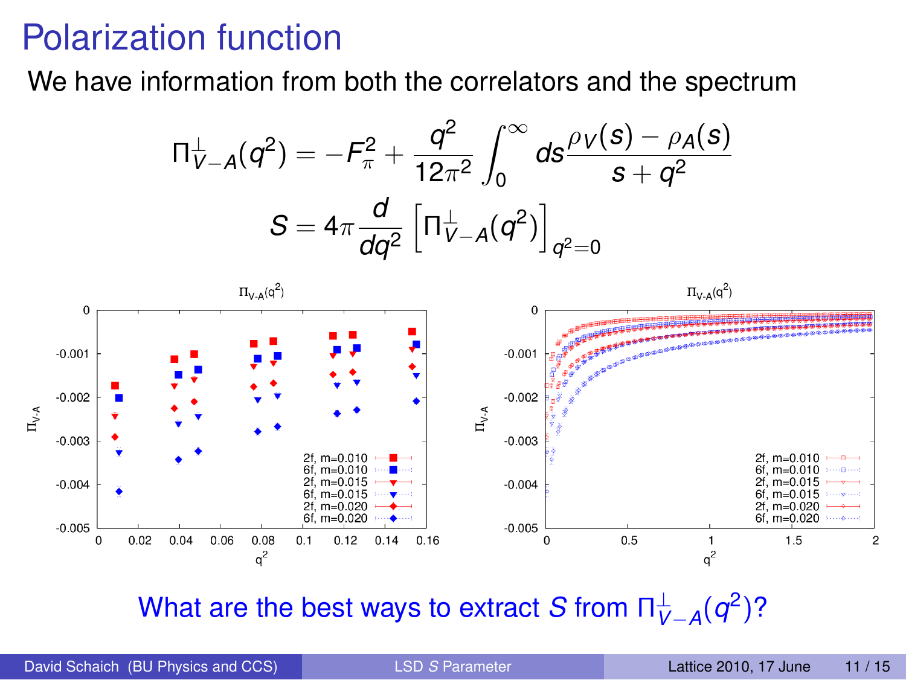# Polarization function

We have information from both the correlators and the spectrum

$$\Pi^{\perp}_{V-A}(q^2) = -F_\pi^2 + \frac{q^2}{12\pi^2}\int_0^\infty ds \frac{\rho_V(s) - \rho_A(s)}{s + q^2}$$

$$S = 4\pi \frac{d}{dq^2}\left[\Pi^{\perp}_{V-A}(q^2)\right]_{q^2=0}$$

What are the best ways to extract $S$ from $\Pi^{\perp}_{V-A}(q^2)$?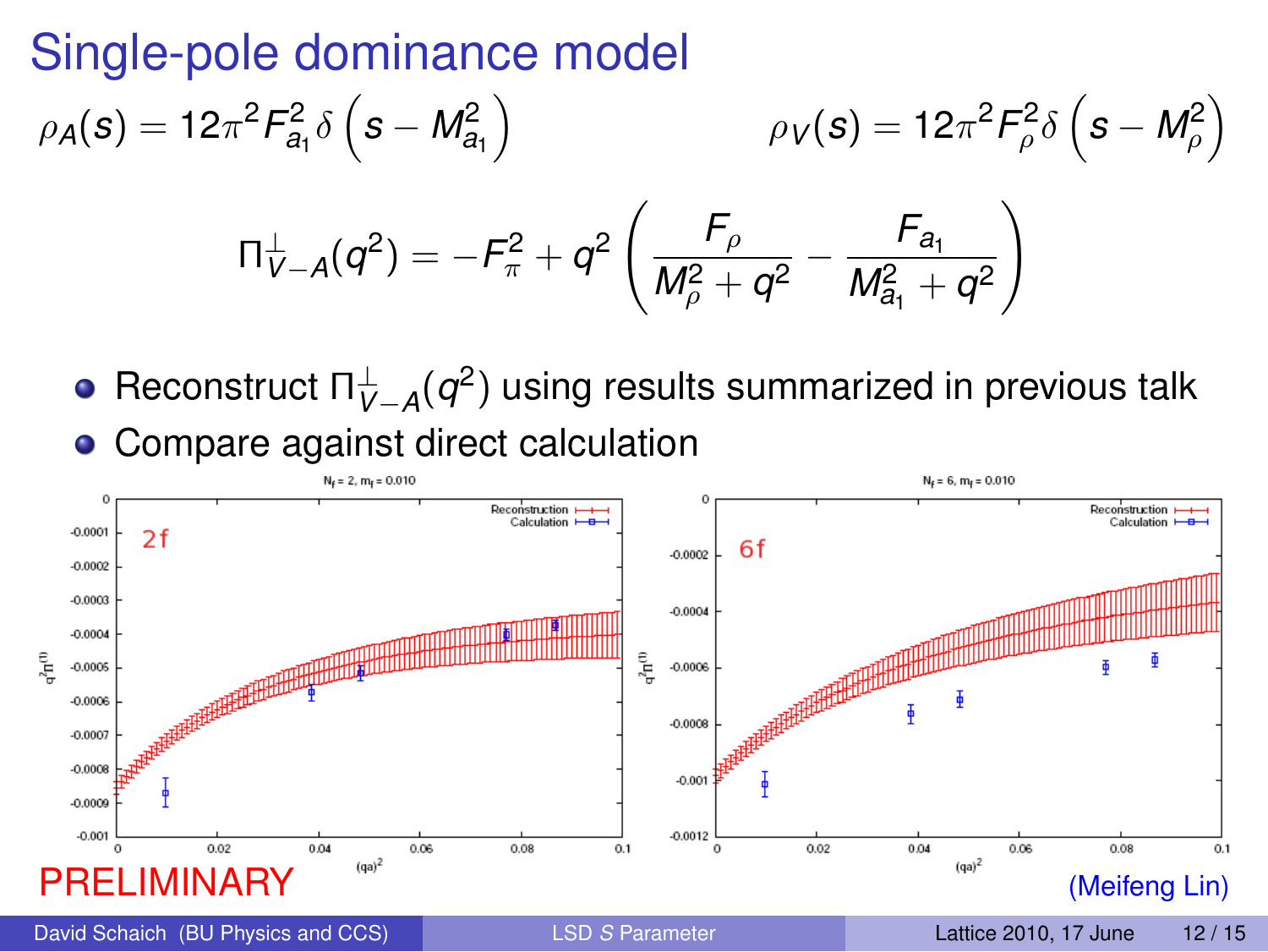# Single-pole dominance model

$$\rho_A(s) = 12\pi^2 F_{a_1}^2 \delta\left(s - M_{a_1}^2\right) \qquad \rho_V(s) = 12\pi^2 F_\rho^2 \delta\left(s - M_\rho^2\right)$$

$$\Pi_{V-A}^{\perp}(q^2) = -F_\pi^2 + q^2\left(\frac{F_\rho}{M_\rho^2 + q^2} - \frac{F_{a_1}}{M_{a_1}^2 + q^2}\right)$$

- Reconstruct $\Pi_{V-A}^{\perp}(q^2)$ using results summarized in previous talk
- Compare against direct calculation

PRELIMINARY

(Meifeng Lin)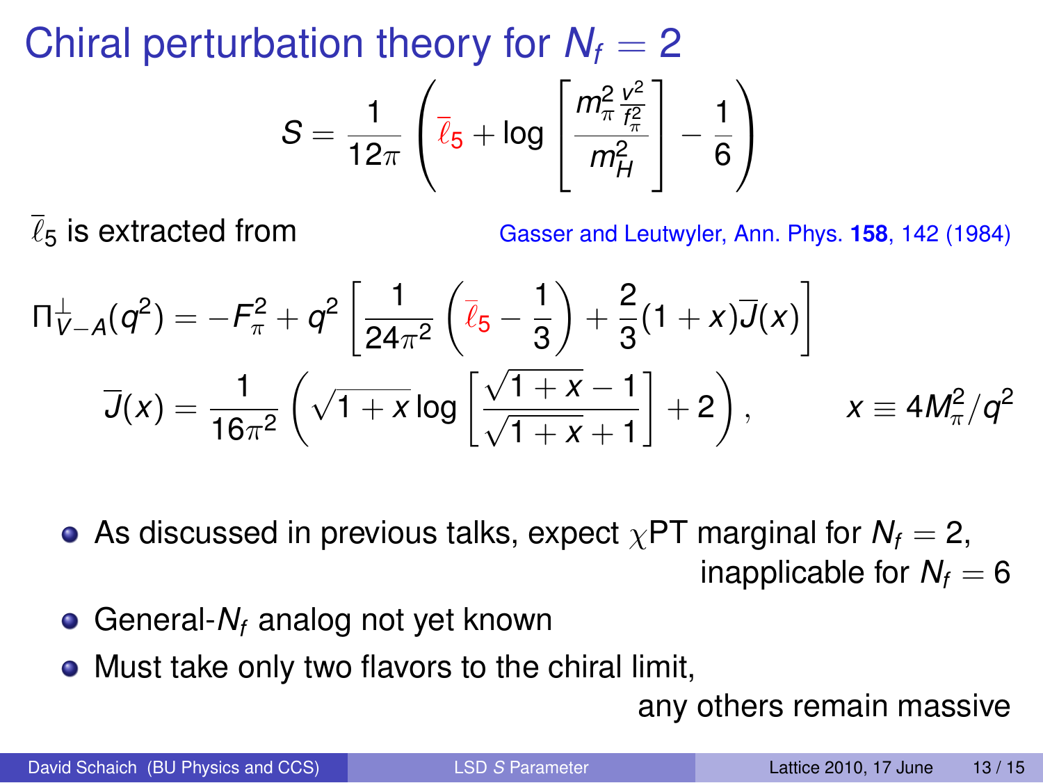# Chiral perturbation theory for $N_f = 2$

$$S = \frac{1}{12\pi}\left(\overline{\ell}_5 + \log\left[\frac{m_\pi^2 \frac{v^2}{f_\pi^2}}{m_H^2}\right] - \frac{1}{6}\right)$$

$\overline{\ell}_5$ is extracted from

Gasser and Leutwyler, Ann. Phys. **158**, 142 (1984)

$$\Pi^{\perp}_{V-A}(q^2) = -F_\pi^2 + q^2\left[\frac{1}{24\pi^2}\left(\overline{\ell}_5 - \frac{1}{3}\right) + \frac{2}{3}(1+x)\overline{J}(x)\right]$$

$$\overline{J}(x) = \frac{1}{16\pi^2}\left(\sqrt{1+x}\log\left[\frac{\sqrt{1+x}-1}{\sqrt{1+x}+1}\right] + 2\right), \qquad x \equiv 4M_\pi^2/q^2$$

- As discussed in previous talks, expect $\chi$PT marginal for $N_f = 2$, inapplicable for $N_f = 6$
- General-$N_f$ analog not yet known
- Must take only two flavors to the chiral limit, any others remain massive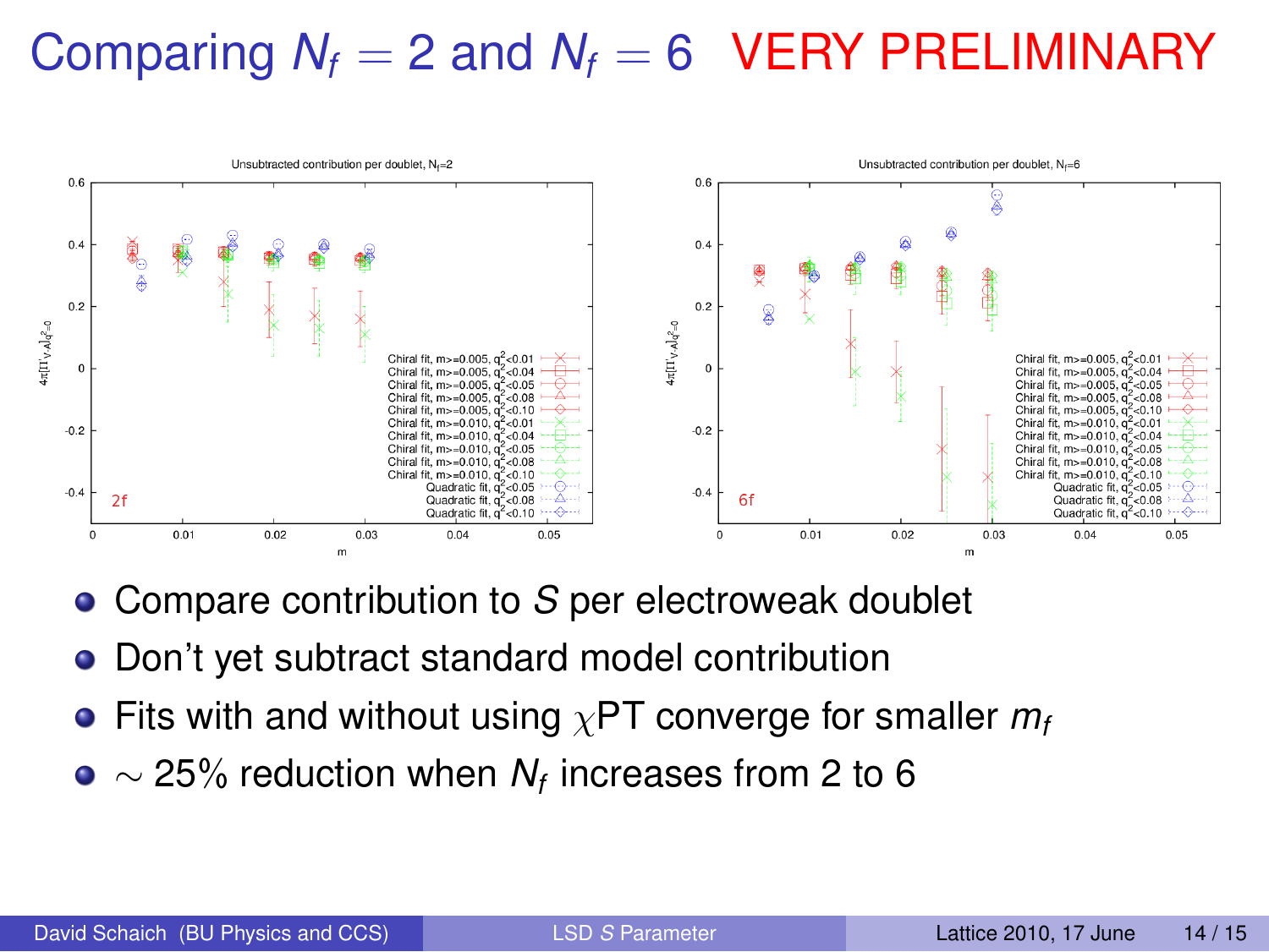# Comparing $N_f = 2$ and $N_f = 6$ VERY PRELIMINARY

- Compare contribution to $S$ per electroweak doublet
- Don't yet subtract standard model contribution
- Fits with and without using $\chi$PT converge for smaller $m_f$
- $\sim 25\%$ reduction when $N_f$ increases from 2 to 6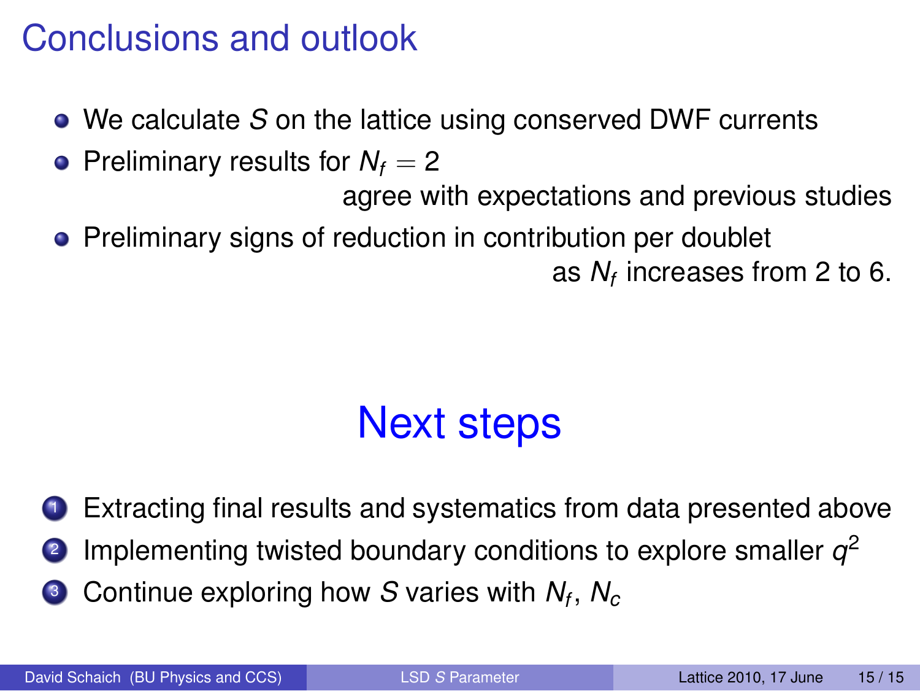# Conclusions and outlook

- We calculate $S$ on the lattice using conserved DWF currents
- Preliminary results for $N_f = 2$ agree with expectations and previous studies
- Preliminary signs of reduction in contribution per doublet as $N_f$ increases from 2 to 6.

## Next steps

1. Extracting final results and systematics from data presented above
2. Implementing twisted boundary conditions to explore smaller $q^2$
3. Continue exploring how $S$ varies with $N_f$, $N_c$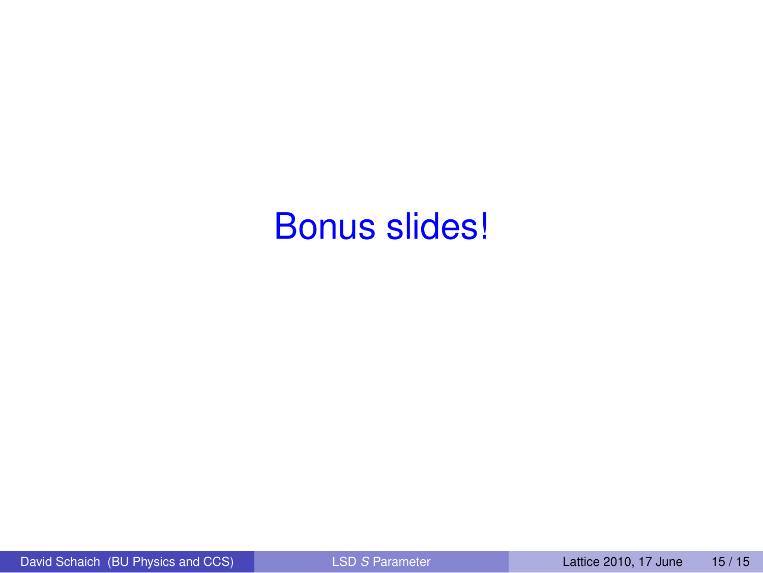# Bonus slides!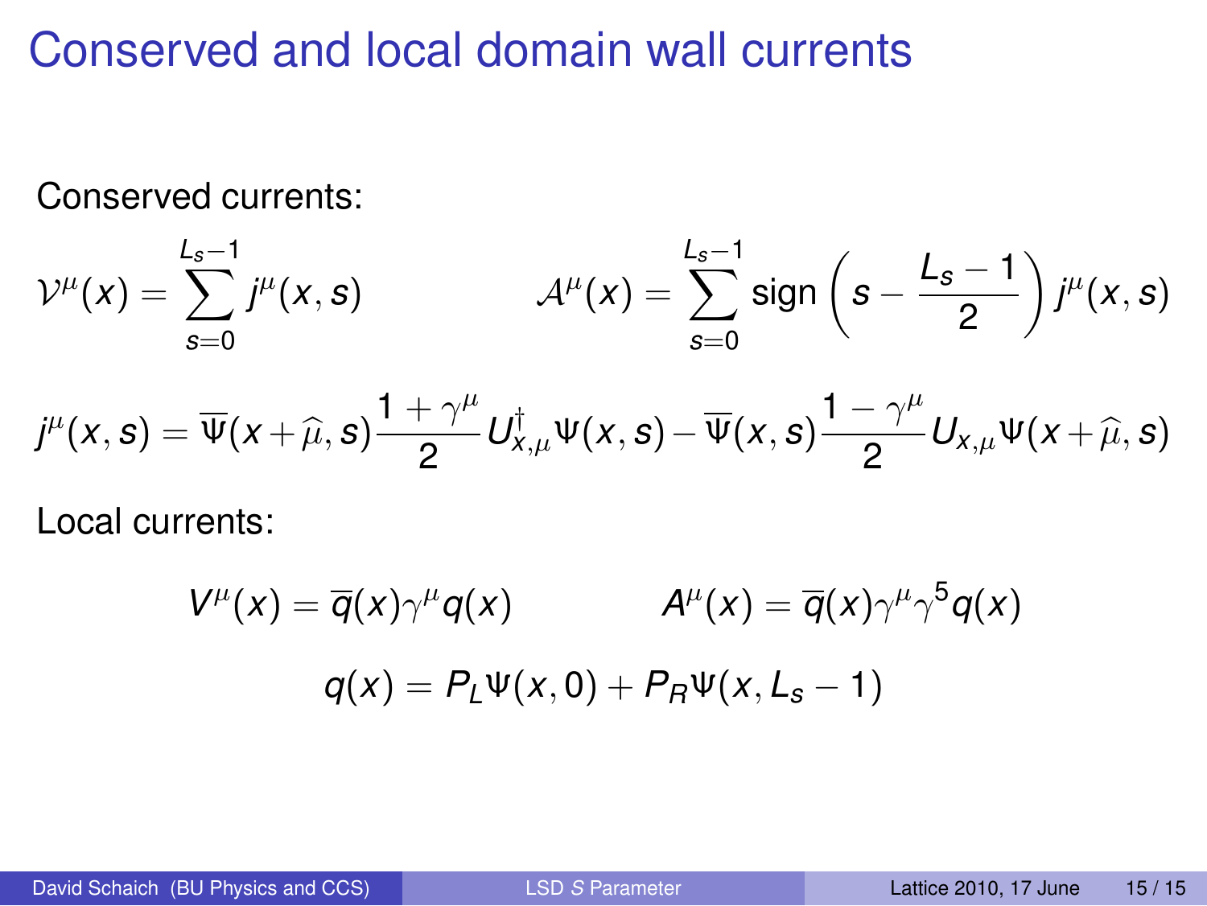# Conserved and local domain wall currents

Conserved currents:

$$\mathcal{V}^\mu(x) = \sum_{s=0}^{L_s-1} j^\mu(x,s) \qquad\qquad \mathcal{A}^\mu(x) = \sum_{s=0}^{L_s-1} \text{sign}\left(s - \frac{L_s-1}{2}\right) j^\mu(x,s)$$

$$j^\mu(x,s) = \overline{\Psi}(x+\widehat{\mu},s)\frac{1+\gamma^\mu}{2}U^\dagger_{x,\mu}\Psi(x,s) - \overline{\Psi}(x,s)\frac{1-\gamma^\mu}{2}U_{x,\mu}\Psi(x+\widehat{\mu},s)$$

Local currents:

$$V^\mu(x) = \overline{q}(x)\gamma^\mu q(x) \qquad\qquad A^\mu(x) = \overline{q}(x)\gamma^\mu\gamma^5 q(x)$$

$$q(x) = P_L\Psi(x,0) + P_R\Psi(x,L_s-1)$$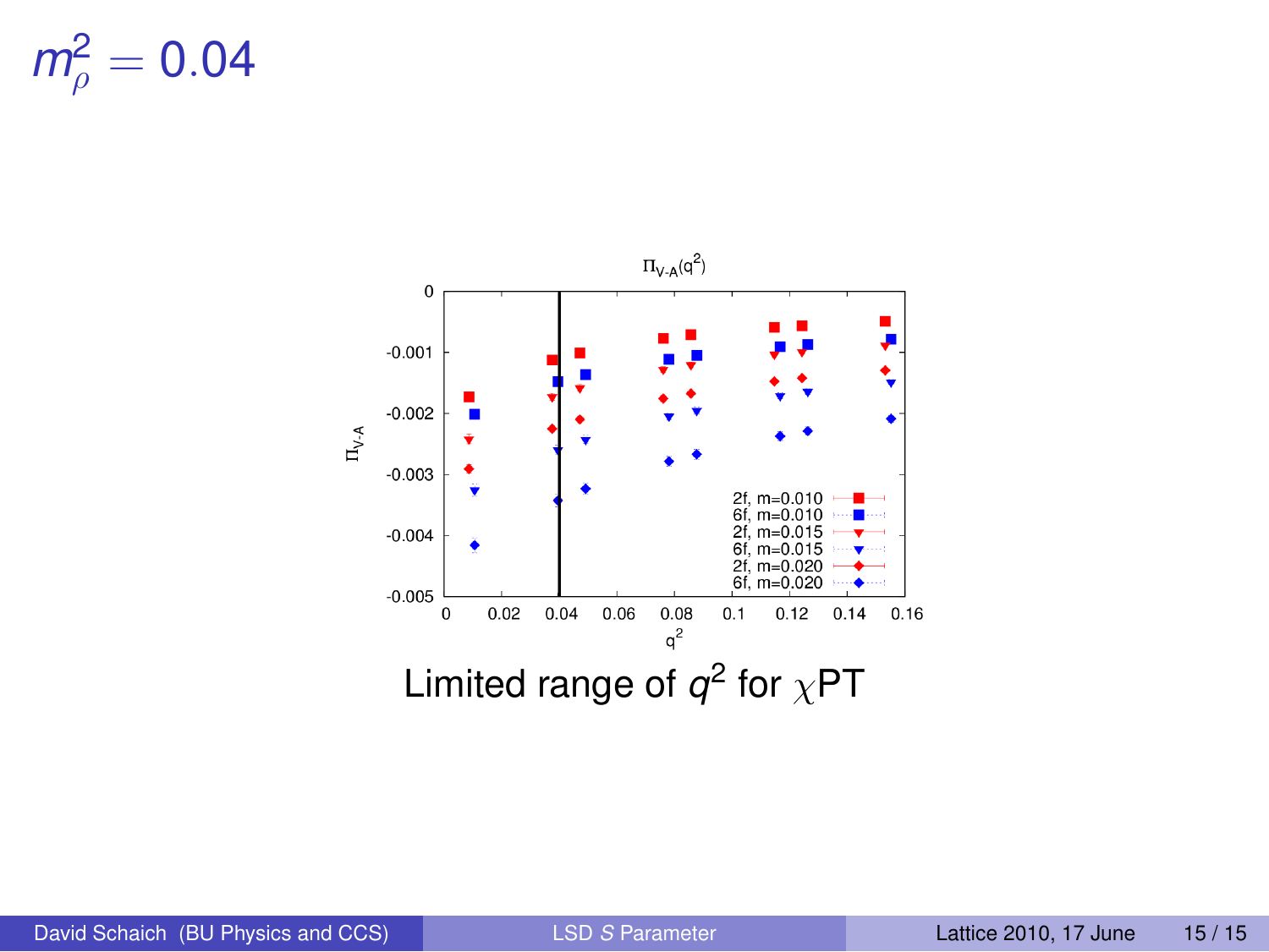# $m_\rho^2 = 0.04$

$\Pi_{V\text{-}A}(q^2)$

$\Pi_{V\text{-}A}$

0

-0.001

-0.002

-0.003

-0.004

-0.005

0 0.02 0.04 0.06 0.08 0.1 0.12 0.14 0.16

$q^2$

2f, m=0.010

6f, m=0.010

2f, m=0.015

6f, m=0.015

2f, m=0.020

6f, m=0.020

Limited range of $q^2$ for $\chi$PT